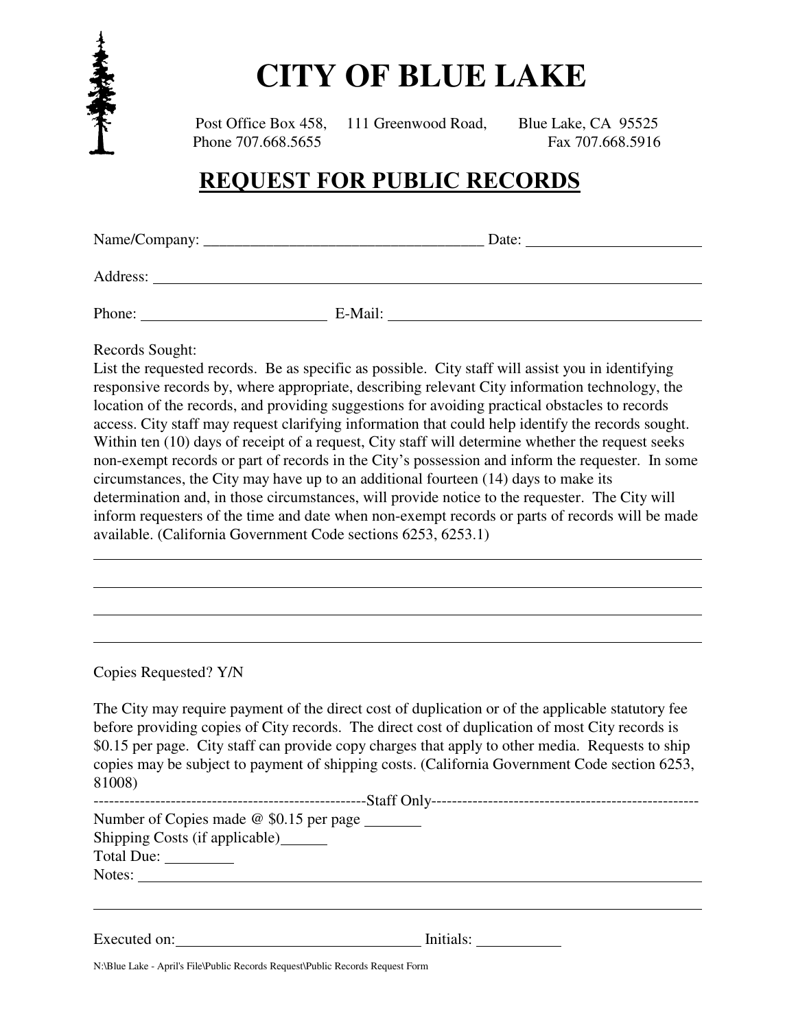# CITY OF BLUE LAKE

Post Office Box 458, 111 Greenwood Road, Blue Lake, CA 95525
Phone 707.668.5655 Fax 707.668.5916

## REQUEST FOR PUBLIC RECORDS

Name/Company: ____________________________________ Date: ______________________

Address: ______________________________________________________________________

Phone: ________________________ E-Mail: ________________________________________

Records Sought:
List the requested records. Be as specific as possible. City staff will assist you in identifying responsive records by, where appropriate, describing relevant City information technology, the location of the records, and providing suggestions for avoiding practical obstacles to records access. City staff may request clarifying information that could help identify the records sought. Within ten (10) days of receipt of a request, City staff will determine whether the request seeks non-exempt records or part of records in the City's possession and inform the requester. In some circumstances, the City may have up to an additional fourteen (14) days to make its determination and, in those circumstances, will provide notice to the requester. The City will inform requesters of the time and date when non-exempt records or parts of records will be made available. (California Government Code sections 6253, 6253.1)

______________________________________________________________________________

______________________________________________________________________________

______________________________________________________________________________

______________________________________________________________________________

Copies Requested? Y/N

The City may require payment of the direct cost of duplication or of the applicable statutory fee before providing copies of City records. The direct cost of duplication of most City records is $0.15 per page. City staff can provide copy charges that apply to other media. Requests to ship copies may be subject to payment of shipping costs. (California Government Code section 6253, 81008)

---------------------------------------------------Staff Only---------------------------------------------------

Number of Copies made @ $0.15 per page _______

Shipping Costs (if applicable)______

Total Due: _________

Notes: ________________________________________________________________________

______________________________________________________________________________

Executed on:________________________________ Initials: ___________

N:\Blue Lake - April's File\Public Records Request\Public Records Request Form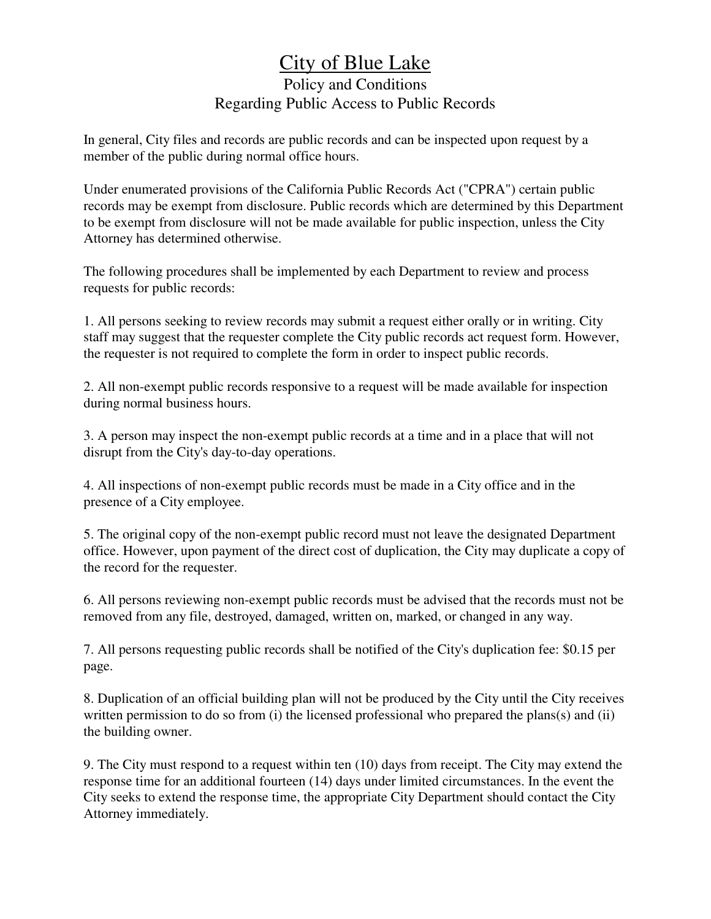# City of Blue Lake

## Policy and Conditions
## Regarding Public Access to Public Records

In general, City files and records are public records and can be inspected upon request by a member of the public during normal office hours.

Under enumerated provisions of the California Public Records Act ("CPRA") certain public records may be exempt from disclosure. Public records which are determined by this Department to be exempt from disclosure will not be made available for public inspection, unless the City Attorney has determined otherwise.

The following procedures shall be implemented by each Department to review and process requests for public records:

1. All persons seeking to review records may submit a request either orally or in writing. City staff may suggest that the requester complete the City public records act request form. However, the requester is not required to complete the form in order to inspect public records.

2. All non-exempt public records responsive to a request will be made available for inspection during normal business hours.

3. A person may inspect the non-exempt public records at a time and in a place that will not disrupt from the City's day-to-day operations.

4. All inspections of non-exempt public records must be made in a City office and in the presence of a City employee.

5. The original copy of the non-exempt public record must not leave the designated Department office. However, upon payment of the direct cost of duplication, the City may duplicate a copy of the record for the requester.

6. All persons reviewing non-exempt public records must be advised that the records must not be removed from any file, destroyed, damaged, written on, marked, or changed in any way.

7. All persons requesting public records shall be notified of the City's duplication fee: $0.15 per page.

8. Duplication of an official building plan will not be produced by the City until the City receives written permission to do so from (i) the licensed professional who prepared the plans(s) and (ii) the building owner.

9. The City must respond to a request within ten (10) days from receipt. The City may extend the response time for an additional fourteen (14) days under limited circumstances. In the event the City seeks to extend the response time, the appropriate City Department should contact the City Attorney immediately.